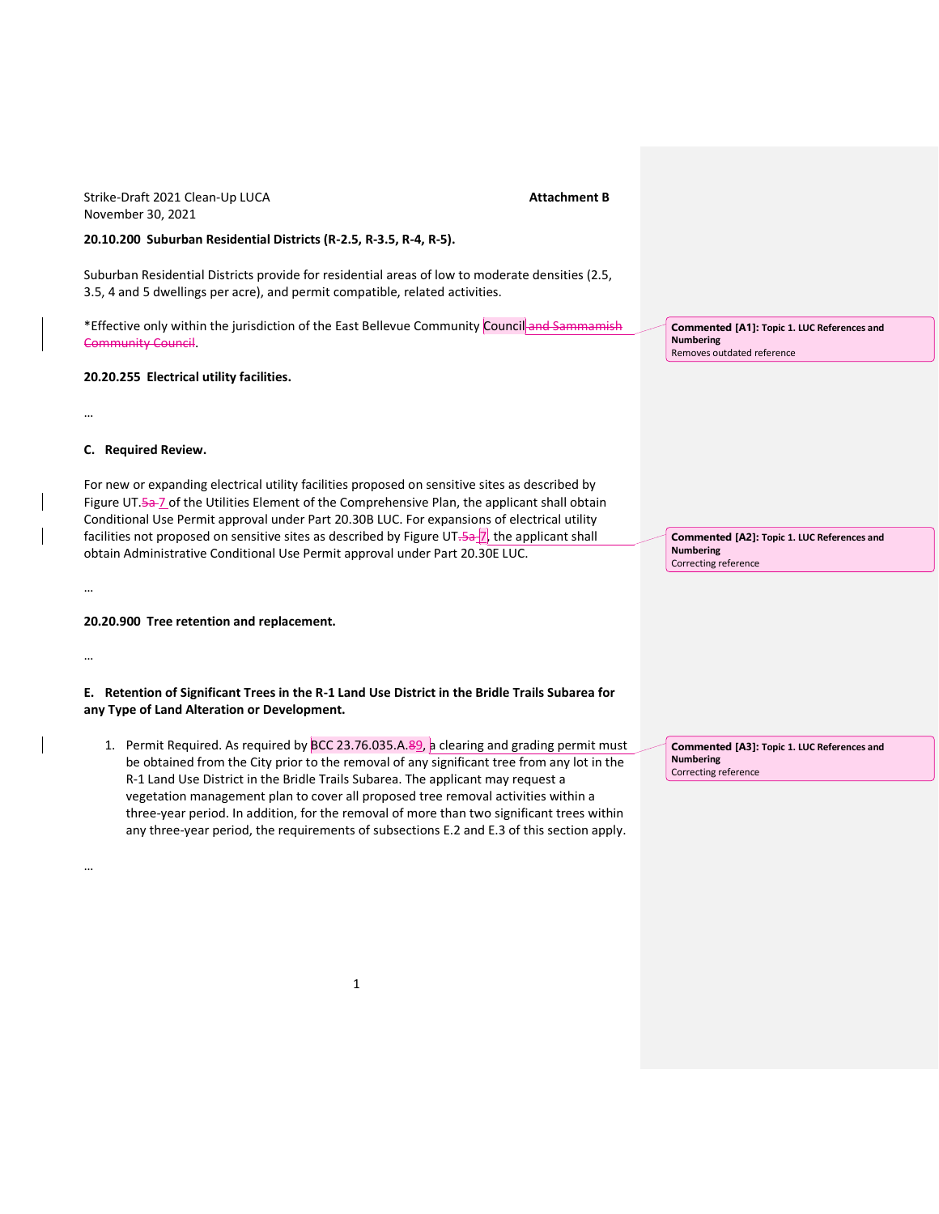Strike-Draft 2021 Clean-Up LUCA **Attachment B**
November 30, 2021

**20.10.200 Suburban Residential Districts (R-2.5, R-3.5, R-4, R-5).**

Suburban Residential Districts provide for residential areas of low to moderate densities (2.5, 3.5, 4 and 5 dwellings per acre), and permit compatible, related activities.

*Effective only within the jurisdiction of the East Bellevue Community Council ~~and Sammamish Community Council~~.

> **Commented [A1]:** Topic 1. LUC References and Numbering
> Removes outdated reference

**20.20.255 Electrical utility facilities.**

…

**C. Required Review.**

For new or expanding electrical utility facilities proposed on sensitive sites as described by Figure UT.~~5a~~ 7 of the Utilities Element of the Comprehensive Plan, the applicant shall obtain Conditional Use Permit approval under Part 20.30B LUC. For expansions of electrical utility facilities not proposed on sensitive sites as described by Figure UT.~~5a~~ 7, the applicant shall obtain Administrative Conditional Use Permit approval under Part 20.30E LUC.

> **Commented [A2]:** Topic 1. LUC References and Numbering
> Correcting reference

…

**20.20.900 Tree retention and replacement.**

…

**E. Retention of Significant Trees in the R-1 Land Use District in the Bridle Trails Subarea for any Type of Land Alteration or Development.**

1. Permit Required. As required by BCC 23.76.035.A.~~8~~9, a clearing and grading permit must be obtained from the City prior to the removal of any significant tree from any lot in the R-1 Land Use District in the Bridle Trails Subarea. The applicant may request a vegetation management plan to cover all proposed tree removal activities within a three-year period. In addition, for the removal of more than two significant trees within any three-year period, the requirements of subsections E.2 and E.3 of this section apply.

> **Commented [A3]:** Topic 1. LUC References and Numbering
> Correcting reference

…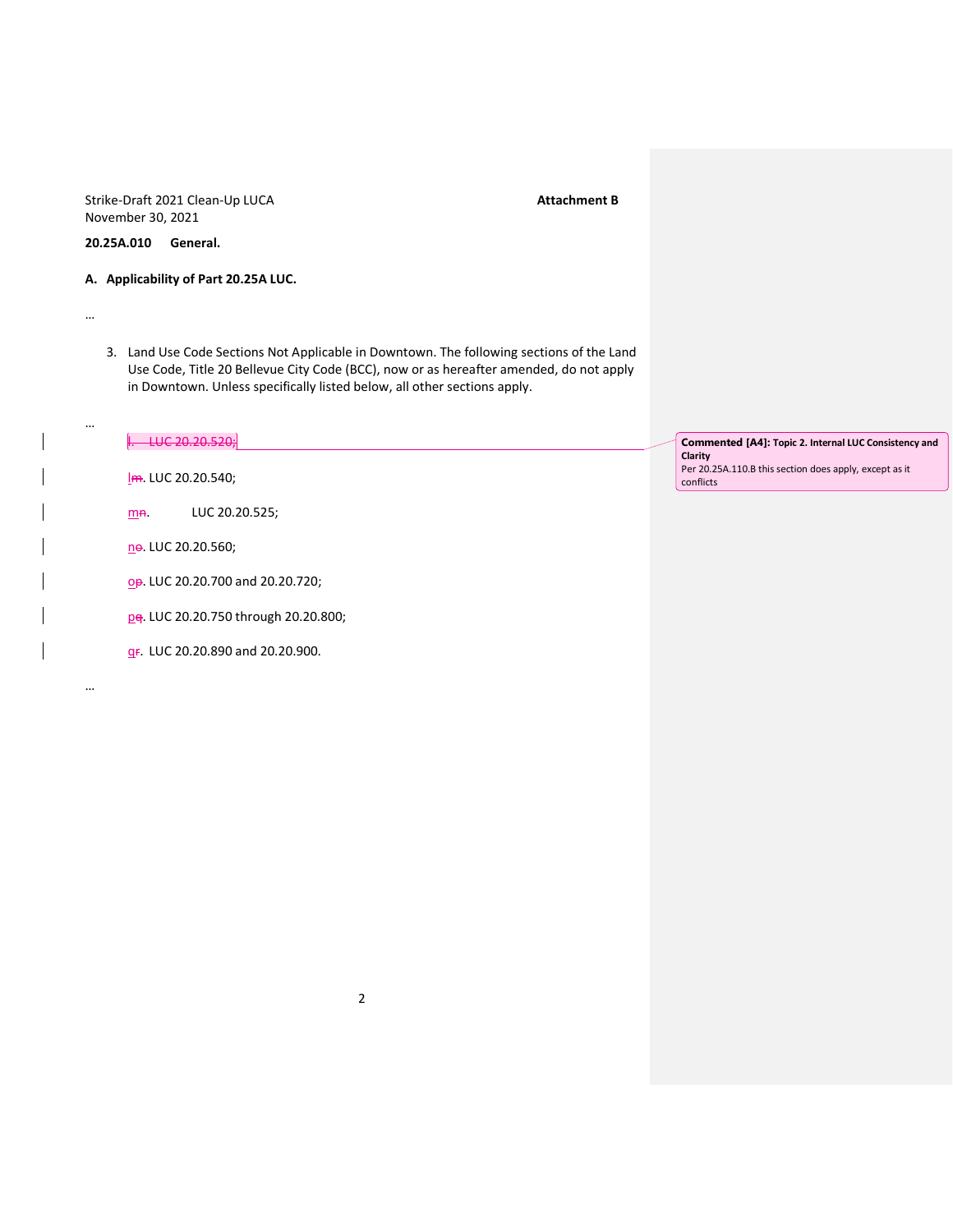Strike-Draft 2021 Clean-Up LUCA
November 30, 2021

**Attachment B**

**20.25A.010 General.**

**A. Applicability of Part 20.25A LUC.**

…

3. Land Use Code Sections Not Applicable in Downtown. The following sections of the Land Use Code, Title 20 Bellevue City Code (BCC), now or as hereafter amended, do not apply in Downtown. Unless specifically listed below, all other sections apply.

…

~~l. LUC 20.20.520;~~

l~~m~~. LUC 20.20.540;

m~~n~~. LUC 20.20.525;

n~~o~~. LUC 20.20.560;

o~~p~~. LUC 20.20.700 and 20.20.720;

p~~q~~. LUC 20.20.750 through 20.20.800;

q~~r~~. LUC 20.20.890 and 20.20.900.

…

**Commented [A4]: Topic 2. Internal LUC Consistency and Clarity**
Per 20.25A.110.B this section does apply, except as it conflicts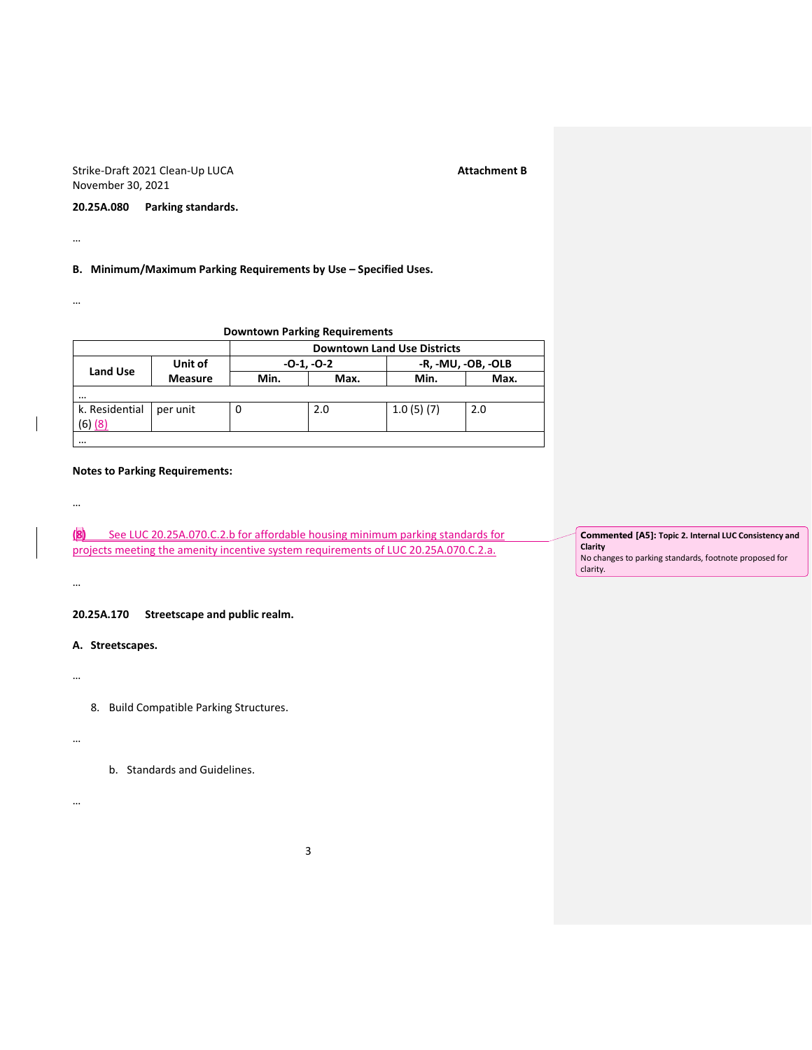Strike-Draft 2021 Clean-Up LUCA
November 30, 2021

**Attachment B**

**20.25A.080 Parking standards.**

…

**B. Minimum/Maximum Parking Requirements by Use – Specified Uses.**

…

**Downtown Parking Requirements**

| | | **Downtown Land Use Districts** | | | |
|---|---|---|---|---|---|
| **Land Use** | **Unit of Measure** | **-O-1, -O-2** | | **-R, -MU, -OB, -OLB** | |
| | | **Min.** | **Max.** | **Min.** | **Max.** |
| … | | | | | |
| k. Residential (6) (8) | per unit | 0 | 2.0 | 1.0 (5) (7) | 2.0 |
| … | | | | | |

**Notes to Parking Requirements:**

…

(8) See LUC 20.25A.070.C.2.b for affordable housing minimum parking standards for projects meeting the amenity incentive system requirements of LUC 20.25A.070.C.2.a.

**Commented [A5]: Topic 2. Internal LUC Consistency and Clarity**
No changes to parking standards, footnote proposed for clarity.

…

**20.25A.170 Streetscape and public realm.**

**A. Streetscapes.**

…

8. Build Compatible Parking Structures.

…

b. Standards and Guidelines.

…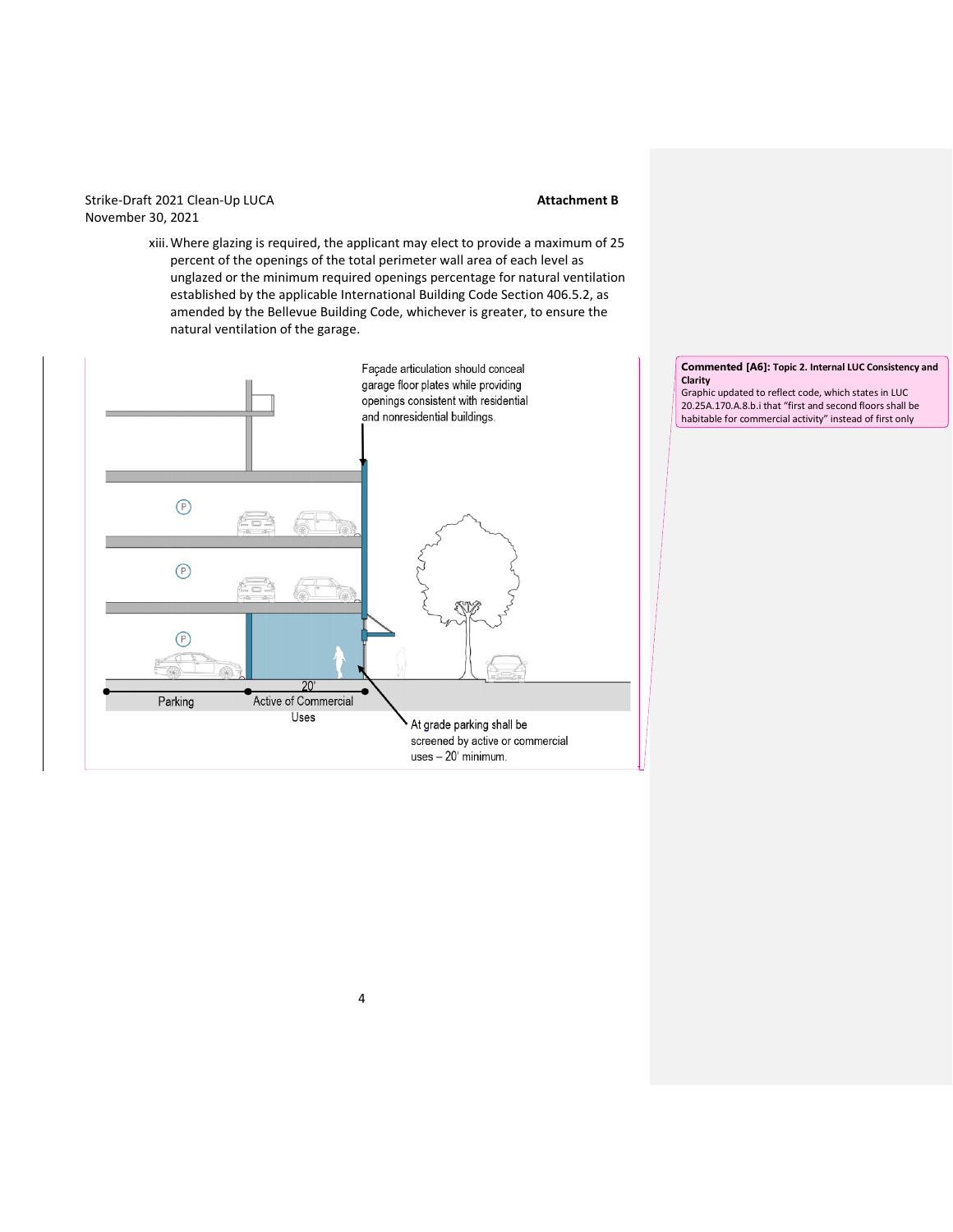xiii. Where glazing is required, the applicant may elect to provide a maximum of 25 percent of the openings of the total perimeter wall area of each level as unglazed or the minimum required openings percentage for natural ventilation established by the applicable International Building Code Section 406.5.2, as amended by the Bellevue Building Code, whichever is greater, to ensure the natural ventilation of the garage.

Façade articulation should conceal garage floor plates while providing openings consistent with residential and nonresidential buildings.

20'

Parking

Active of Commercial Uses

At grade parking shall be screened by active or commercial uses – 20' minimum.

**Commented [A6]: Topic 2. Internal LUC Consistency and Clarity**
Graphic updated to reflect code, which states in LUC 20.25A.170.A.8.b.i that "first and second floors shall be habitable for commercial activity" instead of first only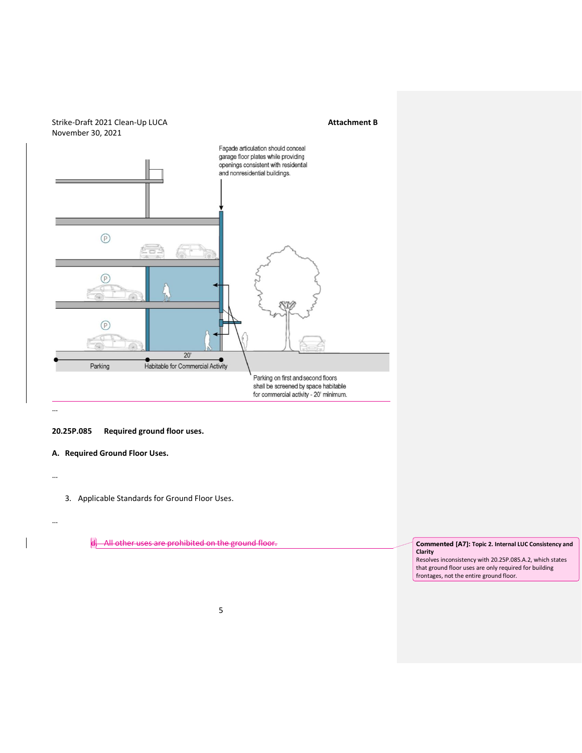Façade articulation should conceal garage floor plates while providing openings consistent with residential and nonresidential buildings.

20'

Parking

Habitable for Commercial Activity

Parking on first and second floors shall be screened by space habitable for commercial activity - 20' minimum.

…

**20.25P.085 Required ground floor uses.**

**A. Required Ground Floor Uses.**

…

3. Applicable Standards for Ground Floor Uses.

…

~~d. All other uses are prohibited on the ground floor.~~

**Commented [A7]: Topic 2. Internal LUC Consistency and Clarity**
Resolves inconsistency with 20.25P.085.A.2, which states that ground floor uses are only required for building frontages, not the entire ground floor.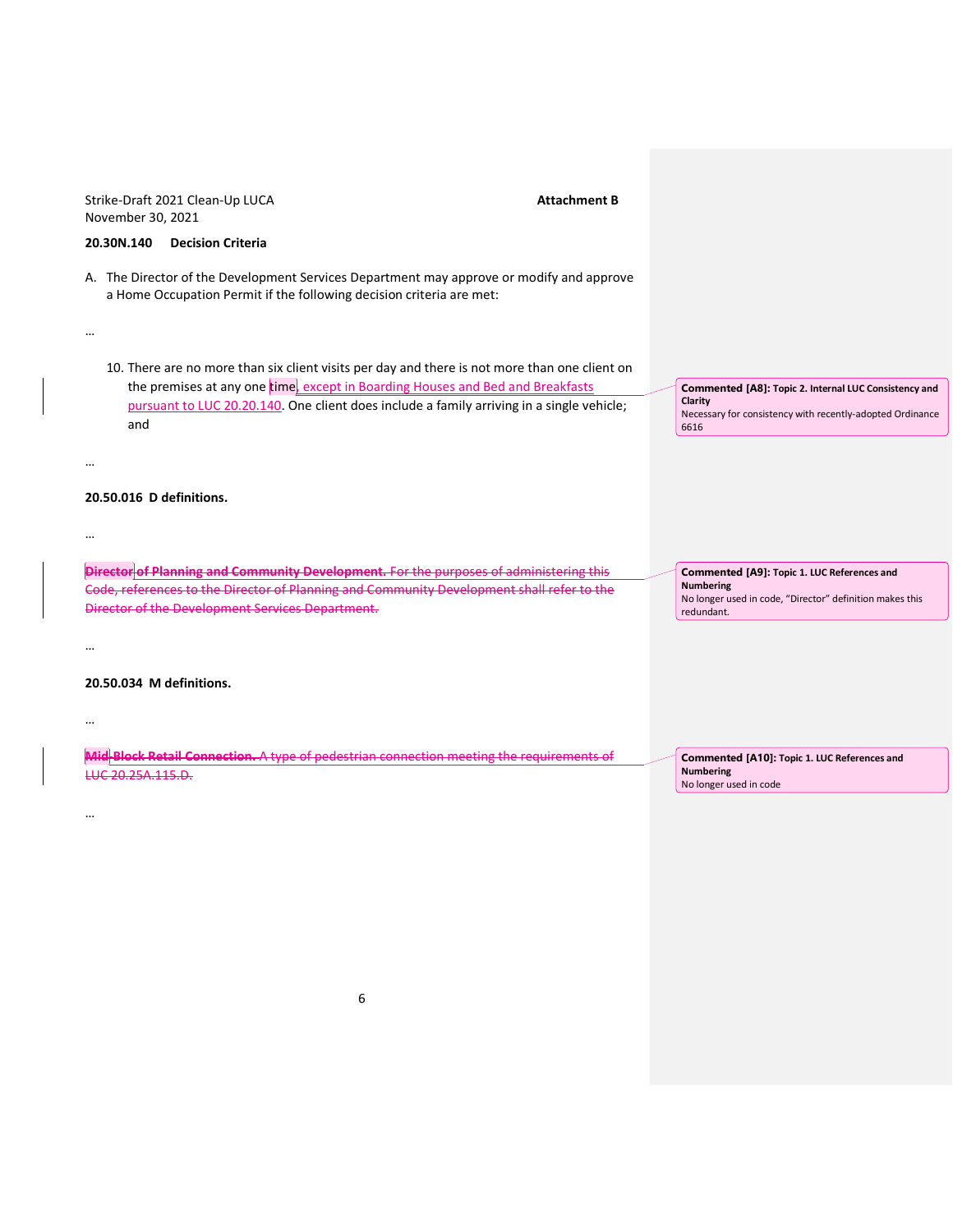Strike-Draft 2021 Clean-Up LUCA **Attachment B**
November 30, 2021

**20.30N.140 Decision Criteria**

A. The Director of the Development Services Department may approve or modify and approve a Home Occupation Permit if the following decision criteria are met:

…

10. There are no more than six client visits per day and there is not more than one client on the premises at any one time, except in Boarding Houses and Bed and Breakfasts pursuant to LUC 20.20.140. One client does include a family arriving in a single vehicle; and

> **Commented [A8]:** Topic 2. Internal LUC Consistency and Clarity
> Necessary for consistency with recently-adopted Ordinance 6616

…

**20.50.016 D definitions.**

…

~~**Director of Planning and Community Development.** For the purposes of administering this Code, references to the Director of Planning and Community Development shall refer to the Director of the Development Services Department.~~

> **Commented [A9]:** Topic 1. LUC References and Numbering
> No longer used in code, "Director" definition makes this redundant.

…

**20.50.034 M definitions.**

…

~~**Mid-Block Retail Connection.** A type of pedestrian connection meeting the requirements of LUC 20.25A.115.D.~~

> **Commented [A10]:** Topic 1. LUC References and Numbering
> No longer used in code

…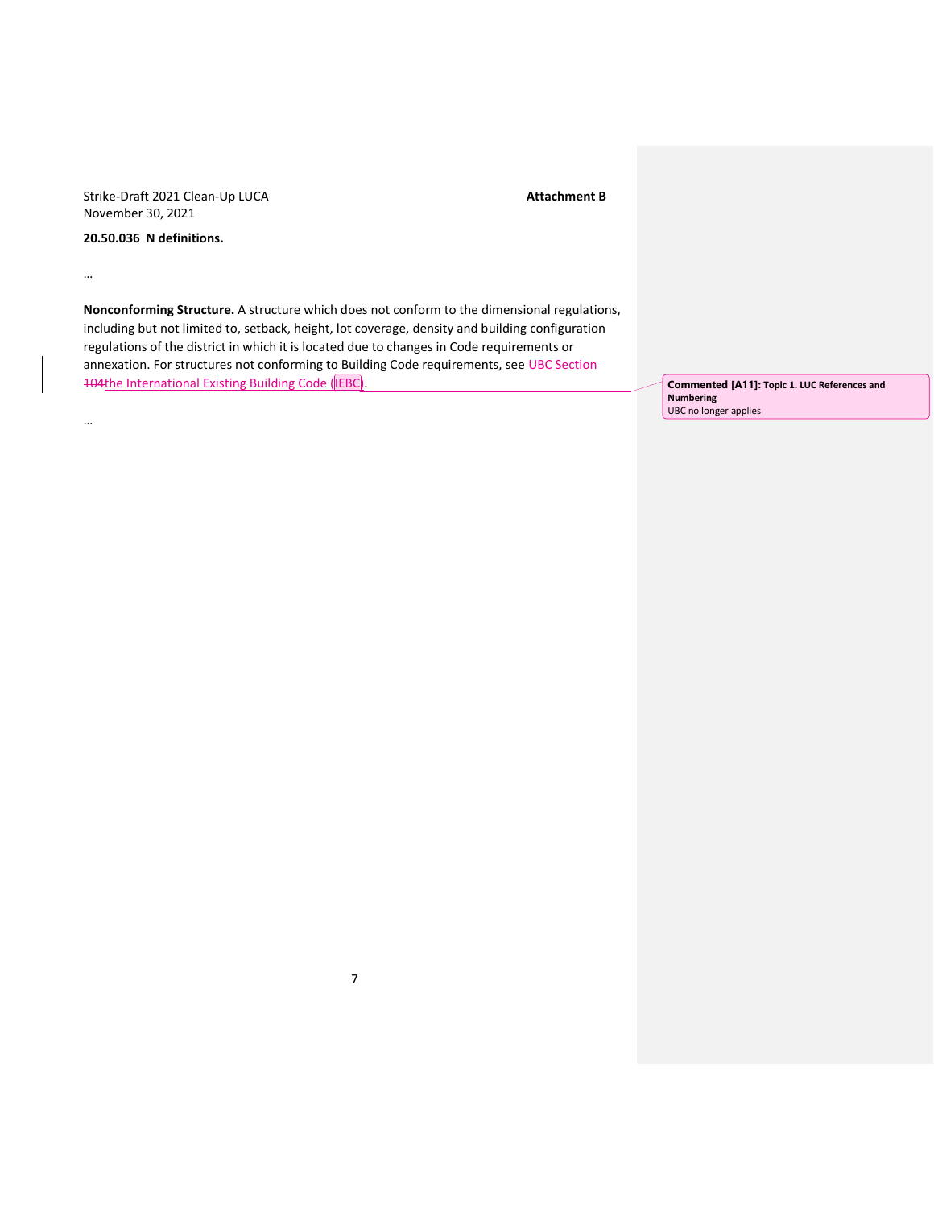**20.50.036 N definitions.**

…

**Nonconforming Structure.** A structure which does not conform to the dimensional regulations, including but not limited to, setback, height, lot coverage, density and building configuration regulations of the district in which it is located due to changes in Code requirements or annexation. For structures not conforming to Building Code requirements, see ~~UBC Section 104~~the International Existing Building Code (IEBC).

…

**Commented [A11]: Topic 1. LUC References and Numbering**
UBC no longer applies